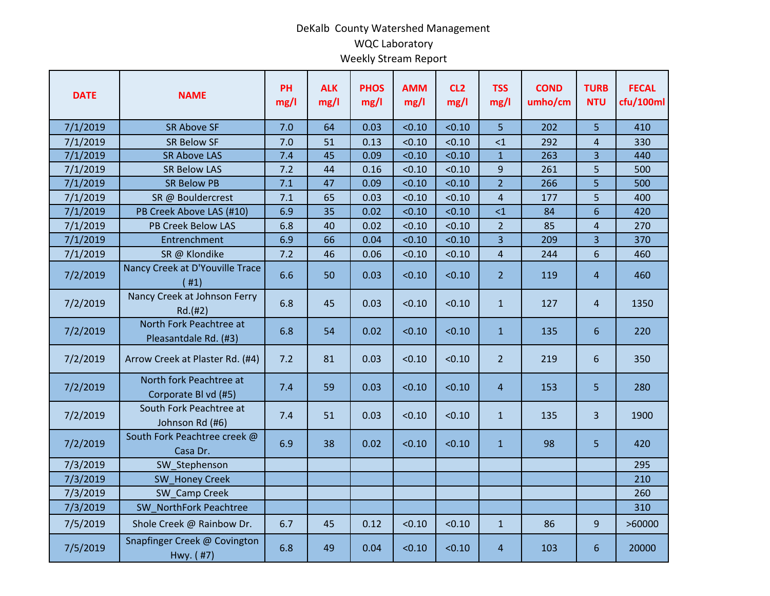# DeKalb County Watershed Management

## WQC Laboratory

### Weekly Stream Report

| DATE | NAME | PH mg/l | ALK mg/l | PHOS mg/l | AMM mg/l | CL2 mg/l | TSS mg/l | COND umho/cm | TURB NTU | FECAL cfu/100ml |
|---|---|---|---|---|---|---|---|---|---|---|
| 7/1/2019 | SR Above SF | 7.0 | 64 | 0.03 | <0.10 | <0.10 | 5 | 202 | 5 | 410 |
| 7/1/2019 | SR Below SF | 7.0 | 51 | 0.13 | <0.10 | <0.10 | <1 | 292 | 4 | 330 |
| 7/1/2019 | SR Above LAS | 7.4 | 45 | 0.09 | <0.10 | <0.10 | 1 | 263 | 3 | 440 |
| 7/1/2019 | SR Below LAS | 7.2 | 44 | 0.16 | <0.10 | <0.10 | 9 | 261 | 5 | 500 |
| 7/1/2019 | SR Below PB | 7.1 | 47 | 0.09 | <0.10 | <0.10 | 2 | 266 | 5 | 500 |
| 7/1/2019 | SR @ Bouldercrest | 7.1 | 65 | 0.03 | <0.10 | <0.10 | 4 | 177 | 5 | 400 |
| 7/1/2019 | PB Creek Above LAS (#10) | 6.9 | 35 | 0.02 | <0.10 | <0.10 | <1 | 84 | 6 | 420 |
| 7/1/2019 | PB Creek Below LAS | 6.8 | 40 | 0.02 | <0.10 | <0.10 | 2 | 85 | 4 | 270 |
| 7/1/2019 | Entrenchment | 6.9 | 66 | 0.04 | <0.10 | <0.10 | 3 | 209 | 3 | 370 |
| 7/1/2019 | SR @ Klondike | 7.2 | 46 | 0.06 | <0.10 | <0.10 | 4 | 244 | 6 | 460 |
| 7/2/2019 | Nancy Creek at D'Youville Trace ( #1) | 6.6 | 50 | 0.03 | <0.10 | <0.10 | 2 | 119 | 4 | 460 |
| 7/2/2019 | Nancy Creek at Johnson Ferry Rd.(#2) | 6.8 | 45 | 0.03 | <0.10 | <0.10 | 1 | 127 | 4 | 1350 |
| 7/2/2019 | North Fork Peachtree at Pleasantdale Rd. (#3) | 6.8 | 54 | 0.02 | <0.10 | <0.10 | 1 | 135 | 6 | 220 |
| 7/2/2019 | Arrow Creek at Plaster Rd. (#4) | 7.2 | 81 | 0.03 | <0.10 | <0.10 | 2 | 219 | 6 | 350 |
| 7/2/2019 | North fork Peachtree at Corporate Bl vd (#5) | 7.4 | 59 | 0.03 | <0.10 | <0.10 | 4 | 153 | 5 | 280 |
| 7/2/2019 | South Fork Peachtree at Johnson Rd (#6) | 7.4 | 51 | 0.03 | <0.10 | <0.10 | 1 | 135 | 3 | 1900 |
| 7/2/2019 | South Fork Peachtree creek @ Casa Dr. | 6.9 | 38 | 0.02 | <0.10 | <0.10 | 1 | 98 | 5 | 420 |
| 7/3/2019 | SW_Stephenson | | | | | | | | | 295 |
| 7/3/2019 | SW_Honey Creek | | | | | | | | | 210 |
| 7/3/2019 | SW_Camp Creek | | | | | | | | | 260 |
| 7/3/2019 | SW_NorthFork Peachtree | | | | | | | | | 310 |
| 7/5/2019 | Shole Creek @ Rainbow Dr. | 6.7 | 45 | 0.12 | <0.10 | <0.10 | 1 | 86 | 9 | >60000 |
| 7/5/2019 | Snapfinger Creek @ Covington Hwy. ( #7) | 6.8 | 49 | 0.04 | <0.10 | <0.10 | 4 | 103 | 6 | 20000 |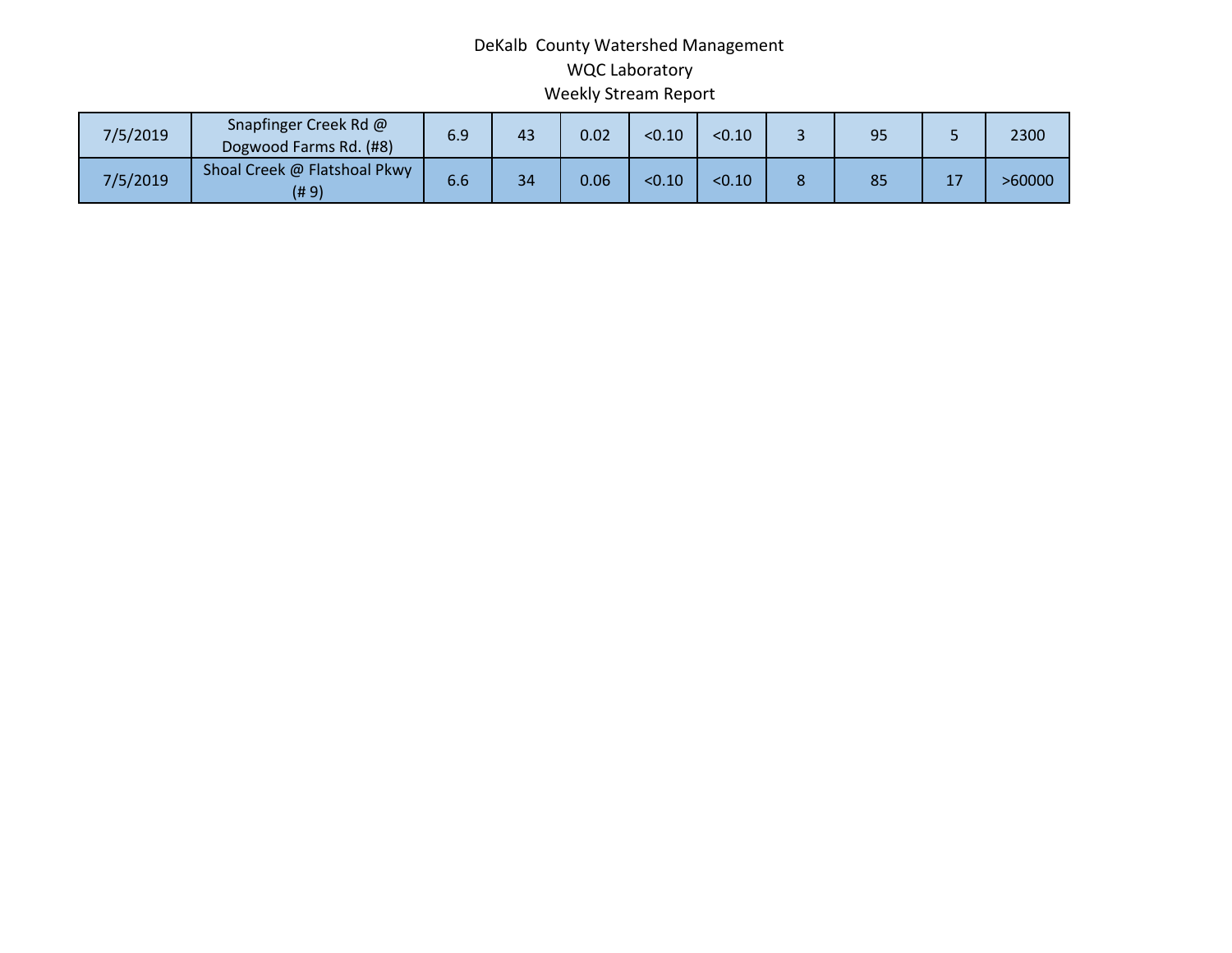DeKalb County Watershed Management

WQC Laboratory

Weekly Stream Report

| | | | | | | | | | | |
|---|---|---|---|---|---|---|---|---|---|---|
| 7/5/2019 | Snapfinger Creek Rd @ Dogwood Farms Rd. (#8) | 6.9 | 43 | 0.02 | <0.10 | <0.10 | 3 | 95 | 5 | 2300 |
| 7/5/2019 | Shoal Creek @ Flatshoal Pkwy (# 9) | 6.6 | 34 | 0.06 | <0.10 | <0.10 | 8 | 85 | 17 | >60000 |